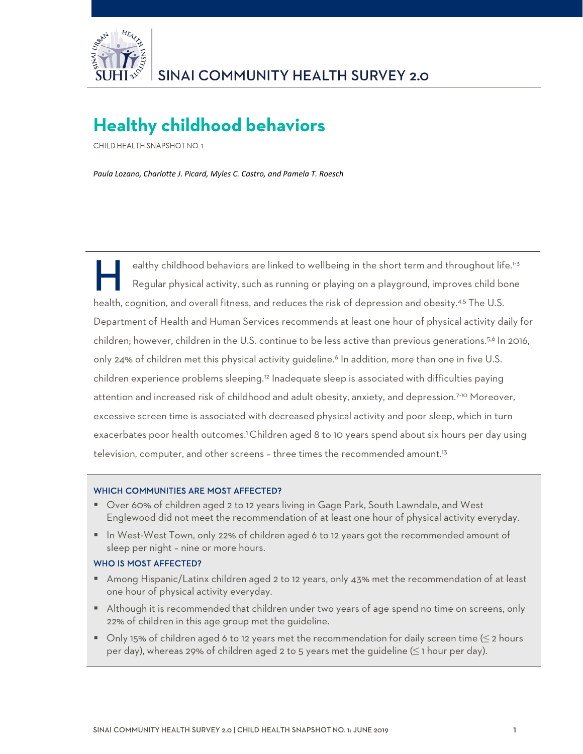SINAI COMMUNITY HEALTH SURVEY 2.0

# Healthy childhood behaviors

CHILD HEALTH SNAPSHOT NO. 1

*Paula Lozano, Charlotte J. Picard, Myles C. Castro, and Pamela T. Roesch*

Healthy childhood behaviors are linked to wellbeing in the short term and throughout life.[1-3] Regular physical activity, such as running or playing on a playground, improves child bone health, cognition, and overall fitness, and reduces the risk of depression and obesity.[4,5] The U.S. Department of Health and Human Services recommends at least one hour of physical activity daily for children; however, children in the U.S. continue to be less active than previous generations.[5,6] In 2016, only 24% of children met this physical activity guideline.[6] In addition, more than one in five U.S. children experience problems sleeping.[12] Inadequate sleep is associated with difficulties paying attention and increased risk of childhood and adult obesity, anxiety, and depression.[7-10] Moreover, excessive screen time is associated with decreased physical activity and poor sleep, which in turn exacerbates poor health outcomes.[1] Children aged 8 to 10 years spend about six hours per day using television, computer, and other screens – three times the recommended amount.[13]

### WHICH COMMUNITIES ARE MOST AFFECTED?

- Over 60% of children aged 2 to 12 years living in Gage Park, South Lawndale, and West Englewood did not meet the recommendation of at least one hour of physical activity everyday.
- In West-West Town, only 22% of children aged 6 to 12 years got the recommended amount of sleep per night – nine or more hours.

### WHO IS MOST AFFECTED?

- Among Hispanic/Latinx children aged 2 to 12 years, only 43% met the recommendation of at least one hour of physical activity everyday.
- Although it is recommended that children under two years of age spend no time on screens, only 22% of children in this age group met the guideline.
- Only 15% of children aged 6 to 12 years met the recommendation for daily screen time (≤ 2 hours per day), whereas 29% of children aged 2 to 5 years met the guideline (≤ 1 hour per day).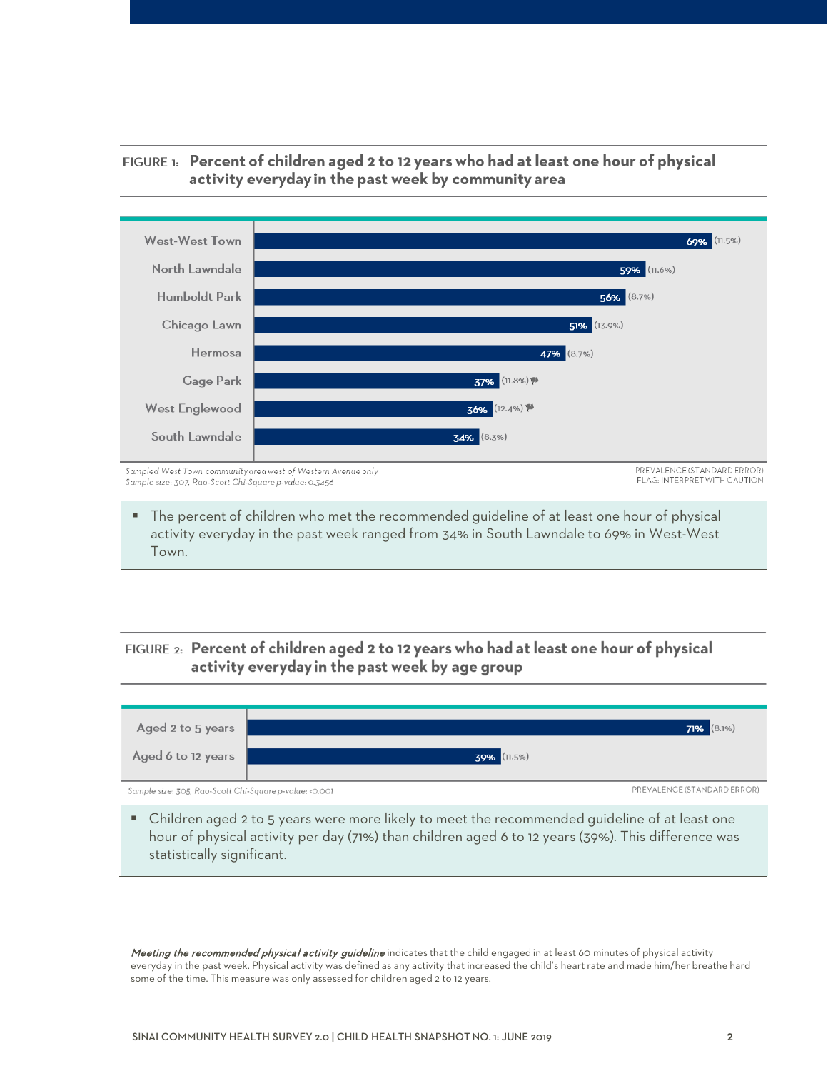**FIGURE 1: Percent of children aged 2 to 12 years who had at least one hour of physical activity everyday in the past week by community area**

| Community area | Prevalence | (Standard error) |
|---|---|---|
| West-West Town | 69% | (11.5%) |
| North Lawndale | 59% | (11.6%) |
| Humboldt Park | 56% | (8.7%) |
| Chicago Lawn | 51% | (13.9%) |
| Hermosa | 47% | (8.7%) |
| Gage Park | 37% | (11.8%) ⚑ |
| West Englewood | 36% | (12.4%) ⚑ |
| South Lawndale | 34% | (8.3%) |

*Sampled West Town community area west of Western Avenue only*
*Sample size: 307, Rao-Scott Chi-Square p-value: 0.3456*

PREVALENCE (STANDARD ERROR)
FLAG: INTERPRET WITH CAUTION

- The percent of children who met the recommended guideline of at least one hour of physical activity everyday in the past week ranged from 34% in South Lawndale to 69% in West-West Town.

**FIGURE 2: Percent of children aged 2 to 12 years who had at least one hour of physical activity everyday in the past week by age group**

| Age group | Prevalence | (Standard error) |
|---|---|---|
| Aged 2 to 5 years | 71% | (8.1%) |
| Aged 6 to 12 years | 39% | (11.5%) |

*Sample size: 305, Rao-Scott Chi-Square p-value: <0.001*

PREVALENCE (STANDARD ERROR)

- Children aged 2 to 5 years were more likely to meet the recommended guideline of at least one hour of physical activity per day (71%) than children aged 6 to 12 years (39%). This difference was statistically significant.

***Meeting the recommended physical activity guideline*** indicates that the child engaged in at least 60 minutes of physical activity everyday in the past week. Physical activity was defined as any activity that increased the child's heart rate and made him/her breathe hard some of the time. This measure was only assessed for children aged 2 to 12 years.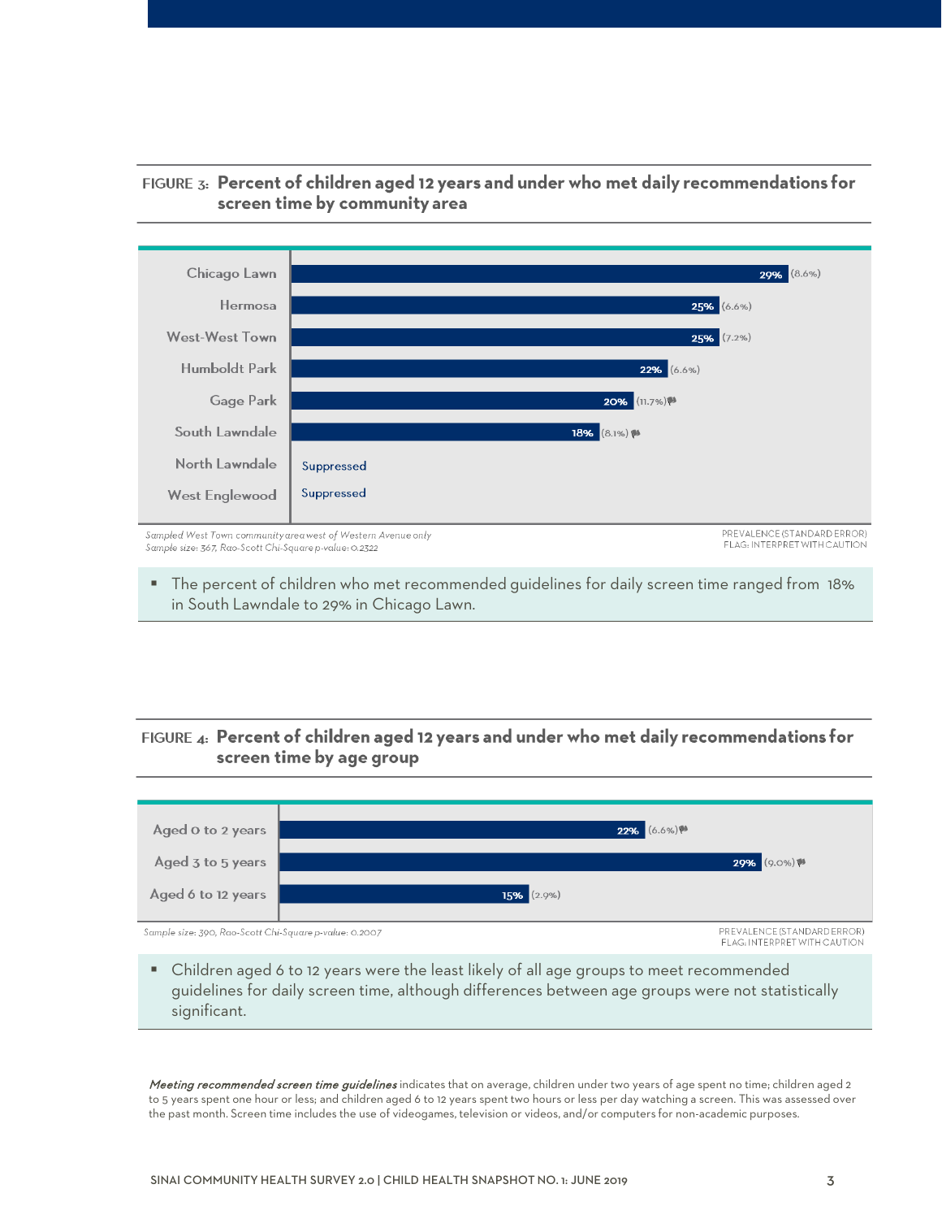**FIGURE 3: Percent of children aged 12 years and under who met daily recommendations for screen time by community area**

| Community area | Prevalence (Standard Error) |
|---|---|
| Chicago Lawn | 29% (8.6%) |
| Hermosa | 25% (6.6%) |
| West-West Town | 25% (7.2%) |
| Humboldt Park | 22% (6.6%) |
| Gage Park | 20% (11.7%) [flag] |
| South Lawndale | 18% (8.1%) [flag] |
| North Lawndale | Suppressed |
| West Englewood | Suppressed |

*Sampled West Town community area west of Western Avenue only*
*Sample size: 367, Rao-Scott Chi-Square p-value: 0.2322*

PREVALENCE (STANDARD ERROR)
FLAG: INTERPRET WITH CAUTION

- The percent of children who met recommended guidelines for daily screen time ranged from 18% in South Lawndale to 29% in Chicago Lawn.

**FIGURE 4: Percent of children aged 12 years and under who met daily recommendations for screen time by age group**

| Age group | Prevalence (Standard Error) |
|---|---|
| Aged 0 to 2 years | 22% (6.6%) [flag] |
| Aged 3 to 5 years | 29% (9.0%) [flag] |
| Aged 6 to 12 years | 15% (2.9%) |

*Sample size: 390, Rao-Scott Chi-Square p-value: 0.2007*

PREVALENCE (STANDARD ERROR)
FLAG: INTERPRET WITH CAUTION

- Children aged 6 to 12 years were the least likely of all age groups to meet recommended guidelines for daily screen time, although differences between age groups were not statistically significant.

***Meeting recommended screen time guidelines*** indicates that on average, children under two years of age spent no time; children aged 2 to 5 years spent one hour or less; and children aged 6 to 12 years spent two hours or less per day watching a screen. This was assessed over the past month. Screen time includes the use of videogames, television or videos, and/or computers for non-academic purposes.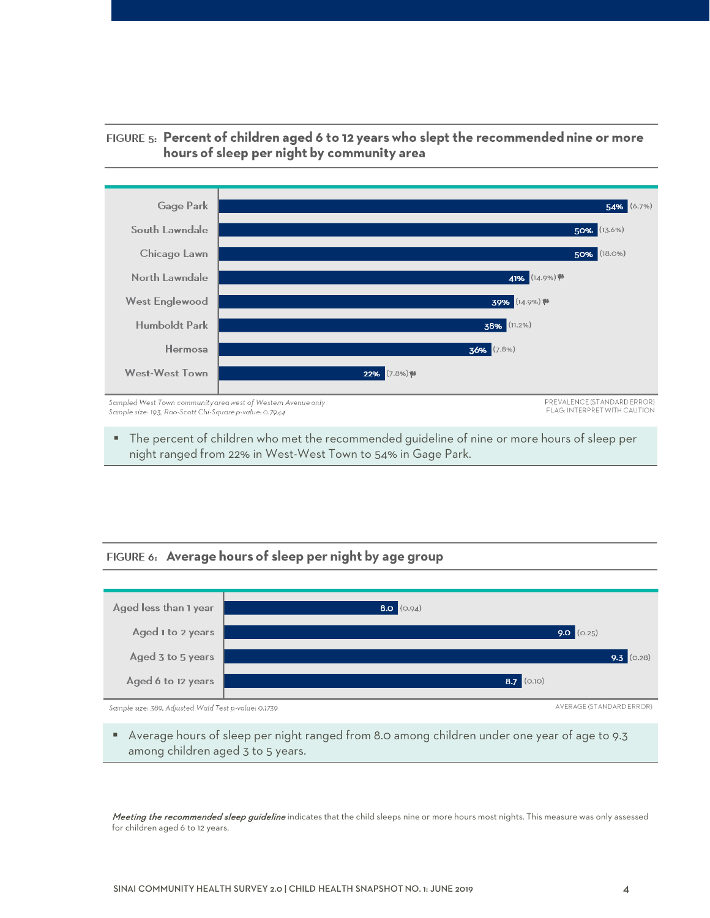**FIGURE 5: Percent of children aged 6 to 12 years who slept the recommended nine or more hours of sleep per night by community area**

| Community area | Prevalence | (Standard error) | Flag |
|---|---|---|---|
| Gage Park | 54% | (6.7%) | |
| South Lawndale | 50% | (13.6%) | |
| Chicago Lawn | 50% | (18.0%) | |
| North Lawndale | 41% | (14.9%) | Interpret with caution |
| West Englewood | 39% | (14.9%) | Interpret with caution |
| Humboldt Park | 38% | (11.2%) | |
| Hermosa | 36% | (7.8%) | |
| West-West Town | 22% | (7.8%) | Interpret with caution |

*Sampled West Town community area west of Western Avenue only*
*Sample size: 193, Rao-Scott Chi-Square p-value: 0.7944*

PREVALENCE (STANDARD ERROR)
FLAG: INTERPRET WITH CAUTION

- The percent of children who met the recommended guideline of nine or more hours of sleep per night ranged from 22% in West-West Town to 54% in Gage Park.

**FIGURE 6: Average hours of sleep per night by age group**

| Age group | Average | (Standard error) |
|---|---|---|
| Aged less than 1 year | 8.0 | (0.94) |
| Aged 1 to 2 years | 9.0 | (0.25) |
| Aged 3 to 5 years | 9.3 | (0.28) |
| Aged 6 to 12 years | 8.7 | (0.10) |

*Sample size: 389, Adjusted Wald Test p-value: 0.1739*

AVERAGE (STANDARD ERROR)

- Average hours of sleep per night ranged from 8.0 among children under one year of age to 9.3 among children aged 3 to 5 years.

***Meeting the recommended sleep guideline*** indicates that the child sleeps nine or more hours most nights. This measure was only assessed for children aged 6 to 12 years.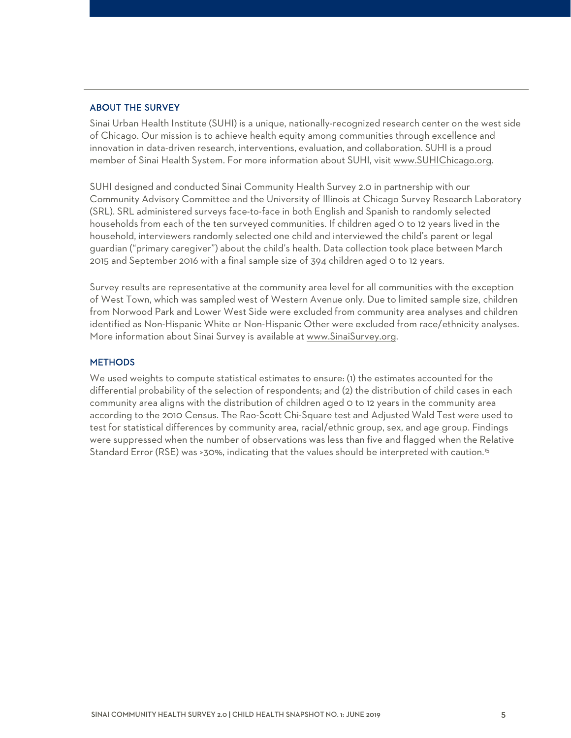## ABOUT THE SURVEY

Sinai Urban Health Institute (SUHI) is a unique, nationally-recognized research center on the west side of Chicago. Our mission is to achieve health equity among communities through excellence and innovation in data-driven research, interventions, evaluation, and collaboration. SUHI is a proud member of Sinai Health System. For more information about SUHI, visit www.SUHIChicago.org.

SUHI designed and conducted Sinai Community Health Survey 2.0 in partnership with our Community Advisory Committee and the University of Illinois at Chicago Survey Research Laboratory (SRL). SRL administered surveys face-to-face in both English and Spanish to randomly selected households from each of the ten surveyed communities. If children aged 0 to 12 years lived in the household, interviewers randomly selected one child and interviewed the child's parent or legal guardian ("primary caregiver") about the child's health. Data collection took place between March 2015 and September 2016 with a final sample size of 394 children aged 0 to 12 years.

Survey results are representative at the community area level for all communities with the exception of West Town, which was sampled west of Western Avenue only. Due to limited sample size, children from Norwood Park and Lower West Side were excluded from community area analyses and children identified as Non-Hispanic White or Non-Hispanic Other were excluded from race/ethnicity analyses. More information about Sinai Survey is available at www.SinaiSurvey.org.

## METHODS

We used weights to compute statistical estimates to ensure: (1) the estimates accounted for the differential probability of the selection of respondents; and (2) the distribution of child cases in each community area aligns with the distribution of children aged 0 to 12 years in the community area according to the 2010 Census. The Rao-Scott Chi-Square test and Adjusted Wald Test were used to test for statistical differences by community area, racial/ethnic group, sex, and age group. Findings were suppressed when the number of observations was less than five and flagged when the Relative Standard Error (RSE) was >30%, indicating that the values should be interpreted with caution.[15]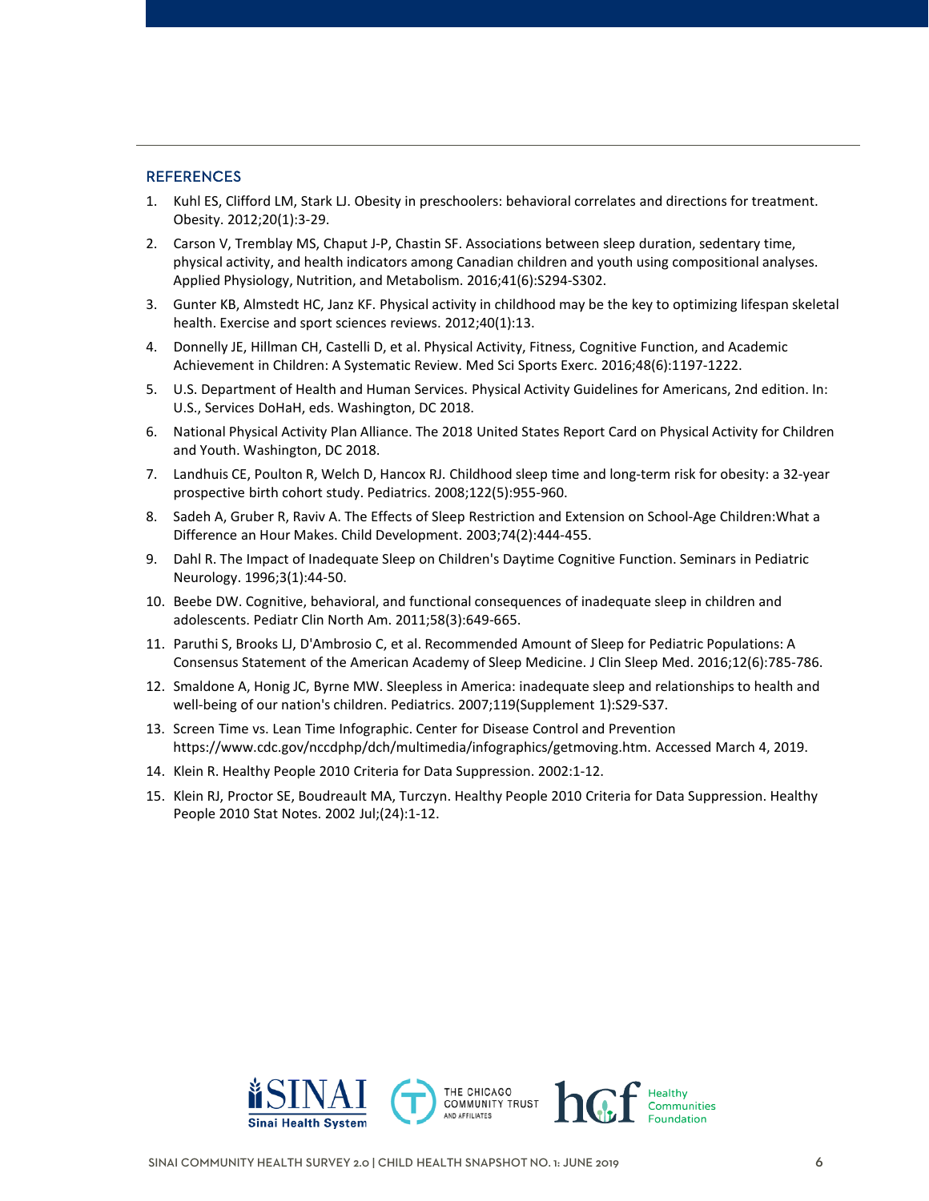## REFERENCES

1. Kuhl ES, Clifford LM, Stark LJ. Obesity in preschoolers: behavioral correlates and directions for treatment. Obesity. 2012;20(1):3-29.
2. Carson V, Tremblay MS, Chaput J-P, Chastin SF. Associations between sleep duration, sedentary time, physical activity, and health indicators among Canadian children and youth using compositional analyses. Applied Physiology, Nutrition, and Metabolism. 2016;41(6):S294-S302.
3. Gunter KB, Almstedt HC, Janz KF. Physical activity in childhood may be the key to optimizing lifespan skeletal health. Exercise and sport sciences reviews. 2012;40(1):13.
4. Donnelly JE, Hillman CH, Castelli D, et al. Physical Activity, Fitness, Cognitive Function, and Academic Achievement in Children: A Systematic Review. Med Sci Sports Exerc. 2016;48(6):1197-1222.
5. U.S. Department of Health and Human Services. Physical Activity Guidelines for Americans, 2nd edition. In: U.S., Services DoHaH, eds. Washington, DC 2018.
6. National Physical Activity Plan Alliance. The 2018 United States Report Card on Physical Activity for Children and Youth. Washington, DC 2018.
7. Landhuis CE, Poulton R, Welch D, Hancox RJ. Childhood sleep time and long-term risk for obesity: a 32-year prospective birth cohort study. Pediatrics. 2008;122(5):955-960.
8. Sadeh A, Gruber R, Raviv A. The Effects of Sleep Restriction and Extension on School-Age Children:What a Difference an Hour Makes. Child Development. 2003;74(2):444-455.
9. Dahl R. The Impact of Inadequate Sleep on Children's Daytime Cognitive Function. Seminars in Pediatric Neurology. 1996;3(1):44-50.
10. Beebe DW. Cognitive, behavioral, and functional consequences of inadequate sleep in children and adolescents. Pediatr Clin North Am. 2011;58(3):649-665.
11. Paruthi S, Brooks LJ, D'Ambrosio C, et al. Recommended Amount of Sleep for Pediatric Populations: A Consensus Statement of the American Academy of Sleep Medicine. J Clin Sleep Med. 2016;12(6):785-786.
12. Smaldone A, Honig JC, Byrne MW. Sleepless in America: inadequate sleep and relationships to health and well-being of our nation's children. Pediatrics. 2007;119(Supplement 1):S29-S37.
13. Screen Time vs. Lean Time Infographic. Center for Disease Control and Prevention https://www.cdc.gov/nccdphp/dch/multimedia/infographics/getmoving.htm. Accessed March 4, 2019.
14. Klein R. Healthy People 2010 Criteria for Data Suppression. 2002:1-12.
15. Klein RJ, Proctor SE, Boudreault MA, Turczyn. Healthy People 2010 Criteria for Data Suppression. Healthy People 2010 Stat Notes. 2002 Jul;(24):1-12.

SINAI Sinai Health System | THE CHICAGO COMMUNITY TRUST AND AFFILIATES | hcf Healthy Communities Foundation